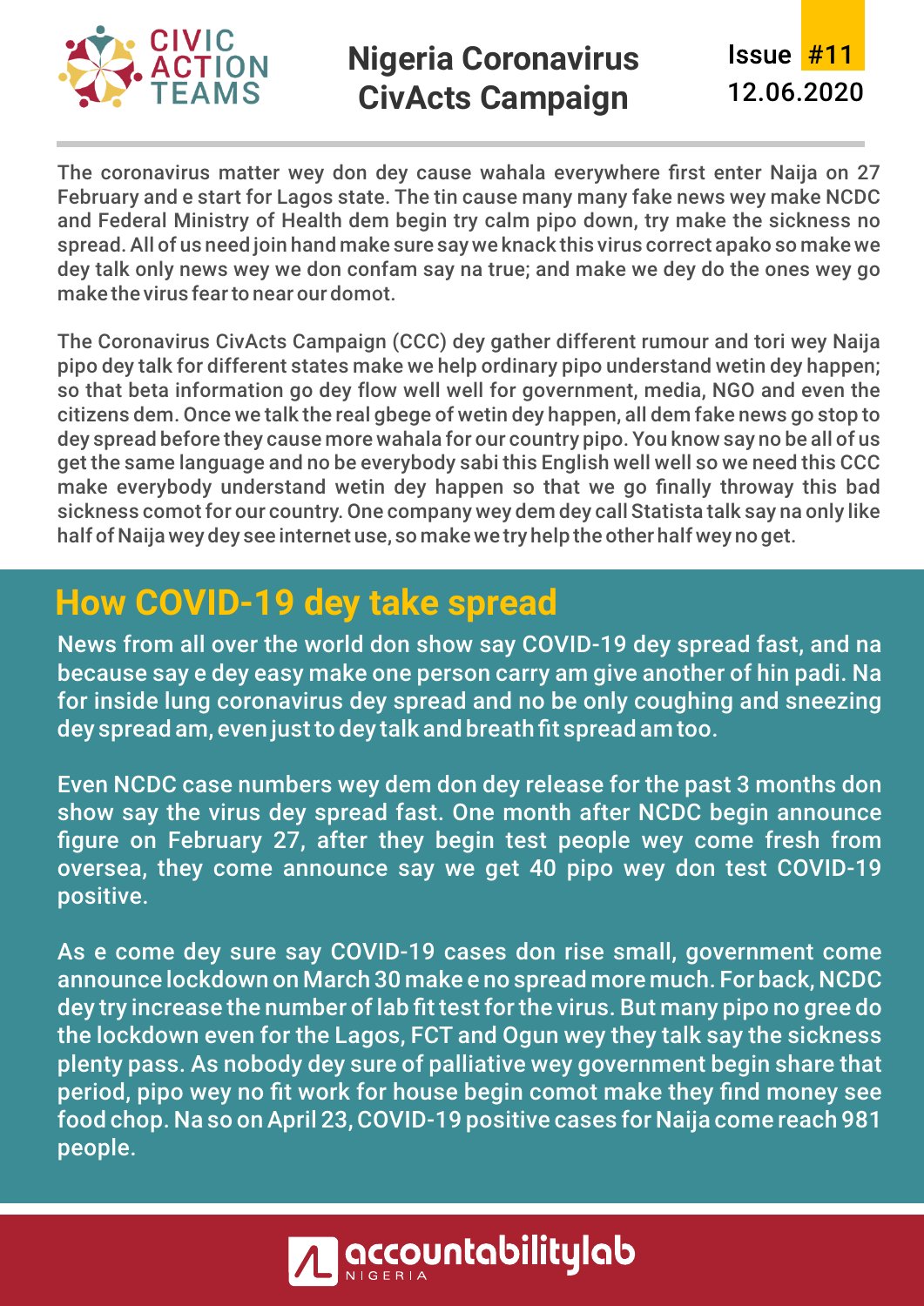CIVIC ACTION TEAMS

# Nigeria Coronavirus CivActs Campaign

Issue #11
12.06.2020

The coronavirus matter wey don dey cause wahala everywhere first enter Naija on 27 February and e start for Lagos state. The tin cause many many fake news wey make NCDC and Federal Ministry of Health dem begin try calm pipo down, try make the sickness no spread. All of us need join hand make sure say we knack this virus correct apako so make we dey talk only news wey we don confam say na true; and make we dey do the ones wey go make the virus fear to near our domot.

The Coronavirus CivActs Campaign (CCC) dey gather different rumour and tori wey Naija pipo dey talk for different states make we help ordinary pipo understand wetin dey happen; so that beta information go dey flow well well for government, media, NGO and even the citizens dem. Once we talk the real gbege of wetin dey happen, all dem fake news go stop to dey spread before they cause more wahala for our country pipo. You know say no be all of us get the same language and no be everybody sabi this English well well so we need this CCC make everybody understand wetin dey happen so that we go finally throway this bad sickness comot for our country. One company wey dem dey call Statista talk say na only like half of Naija wey dey see internet use, so make we try help the other half wey no get.

## How COVID-19 dey take spread

News from all over the world don show say COVID-19 dey spread fast, and na because say e dey easy make one person carry am give another of hin padi. Na for inside lung coronavirus dey spread and no be only coughing and sneezing dey spread am, even just to dey talk and breath fit spread am too.

Even NCDC case numbers wey dem don dey release for the past 3 months don show say the virus dey spread fast. One month after NCDC begin announce figure on February 27, after they begin test people wey come fresh from oversea, they come announce say we get 40 pipo wey don test COVID-19 positive.

As e come dey sure say COVID-19 cases don rise small, government come announce lockdown on March 30 make e no spread more much. For back, NCDC dey try increase the number of lab fit test for the virus. But many pipo no gree do the lockdown even for the Lagos, FCT and Ogun wey they talk say the sickness plenty pass. As nobody dey sure of palliative wey government begin share that period, pipo wey no fit work for house begin comot make they find money see food chop. Na so on April 23, COVID-19 positive cases for Naija come reach 981 people.

accountabilitylab NIGERIA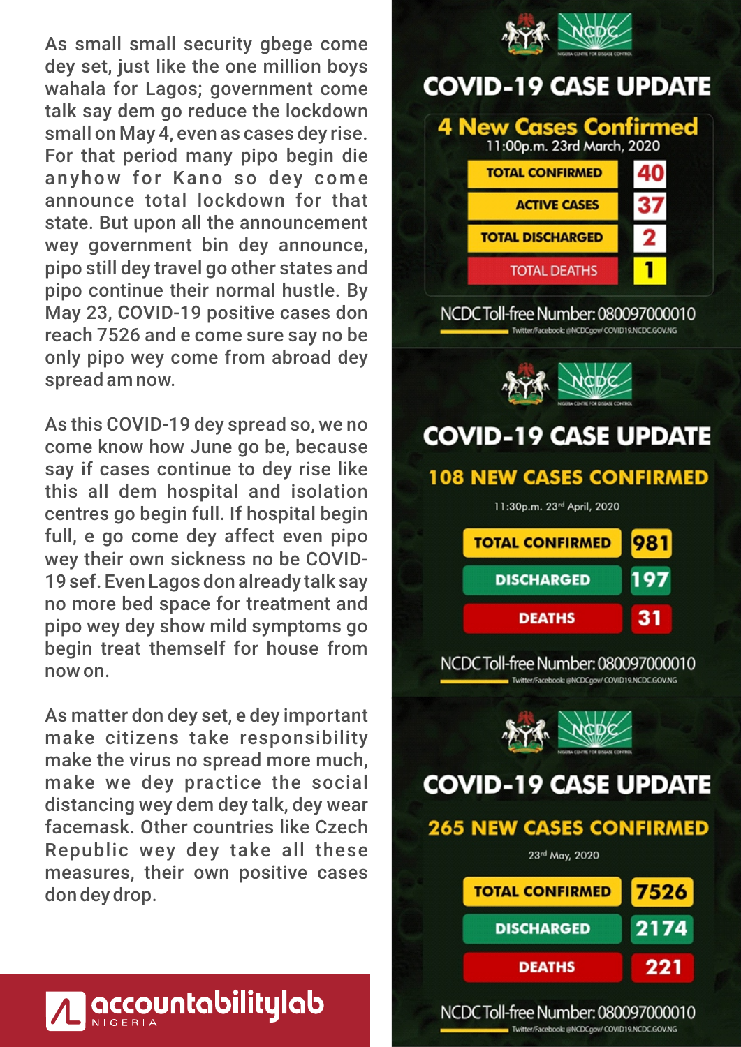As small small security gbege come dey set, just like the one million boys wahala for Lagos; government come talk say dem go reduce the lockdown small on May 4, even as cases dey rise. For that period many pipo begin die anyhow for Kano so dey come announce total lockdown for that state. But upon all the announcement wey government bin dey announce, pipo still dey travel go other states and pipo continue their normal hustle. By May 23, COVID-19 positive cases don reach 7526 and e come sure say no be only pipo wey come from abroad dey spread am now.

As this COVID-19 dey spread so, we no come know how June go be, because say if cases continue to dey rise like this all dem hospital and isolation centres go begin full. If hospital begin full, e go come dey affect even pipo wey their own sickness no be COVID-19 sef. Even Lagos don already talk say no more bed space for treatment and pipo wey dey show mild symptoms go begin treat themself for house from now on.

As matter don dey set, e dey important make citizens take responsibility make the virus no spread more much, make we dey practice the social distancing wey dem dey talk, dey wear facemask. Other countries like Czech Republic wey dey take all these measures, their own positive cases don dey drop.

NCDC

## COVID-19 CASE UPDATE

### 4 New Cases Confirmed

11:00p.m. 23rd March, 2020

| TOTAL CONFIRMED | 40 |
| --- | --- |
| ACTIVE CASES | 37 |
| TOTAL DISCHARGED | 2 |
| TOTAL DEATHS | 1 |

NCDC Toll-free Number: 080097000010

Twitter/Facebook: @NCDCgov/ COVID19.NCDC.GOV.NG

NCDC

## COVID-19 CASE UPDATE

### 108 NEW CASES CONFIRMED

11:30p.m. 23rd April, 2020

| TOTAL CONFIRMED | 981 |
| --- | --- |
| DISCHARGED | 197 |
| DEATHS | 31 |

NCDC Toll-free Number: 080097000010

Twitter/Facebook: @NCDCgov/ COVID19.NCDC.GOV.NG

NCDC

## COVID-19 CASE UPDATE

### 265 NEW CASES CONFIRMED

23rd May, 2020

| TOTAL CONFIRMED | 7526 |
| --- | --- |
| DISCHARGED | 2174 |
| DEATHS | 221 |

NCDC Toll-free Number: 080097000010

Twitter/Facebook: @NCDCgov/ COVID19.NCDC.GOV.NG

accountabilitylab NIGERIA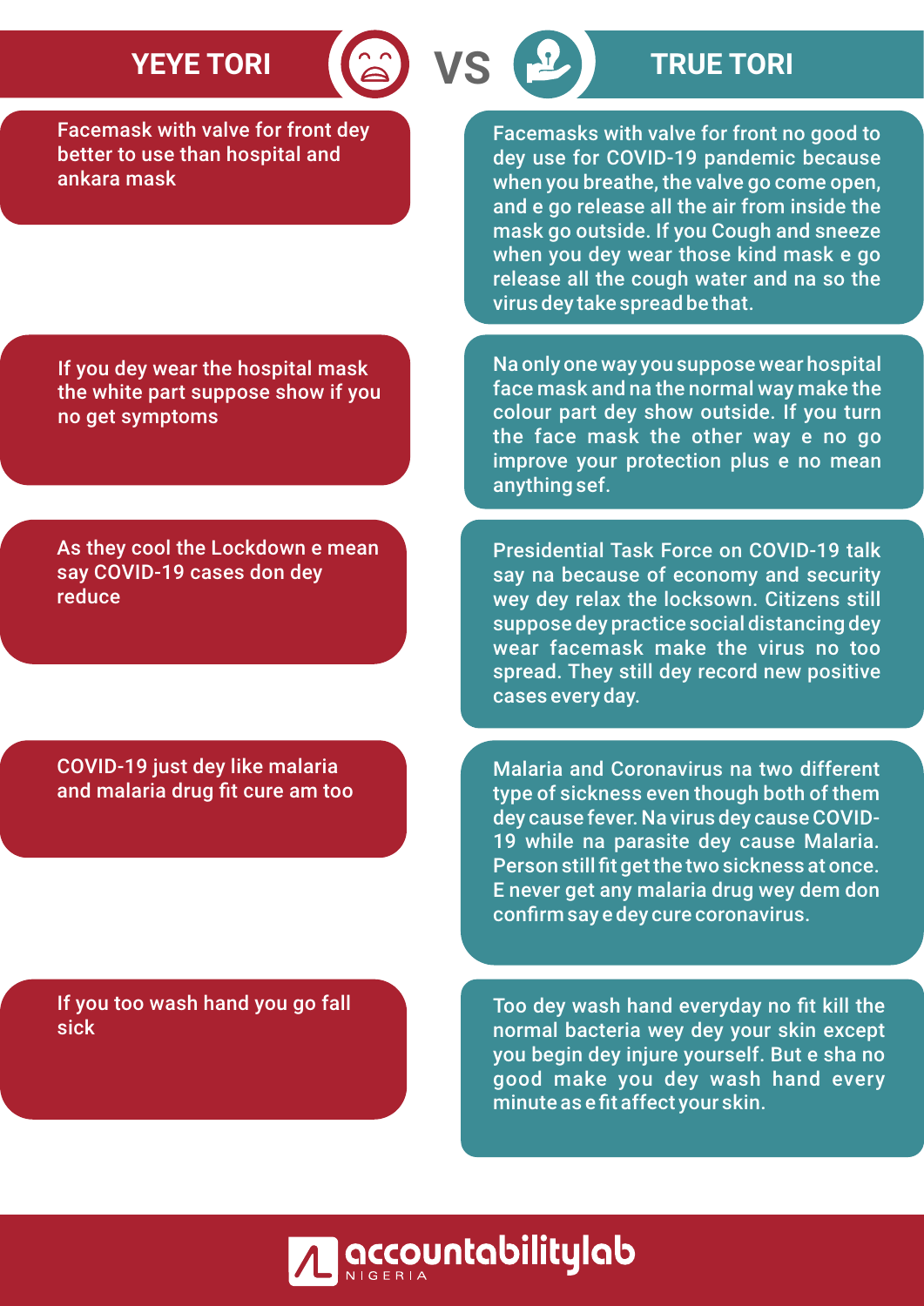| YEYE TORI | TRUE TORI |
|---|---|
| Facemask with valve for front dey better to use than hospital and ankara mask | Facemasks with valve for front no good to dey use for COVID-19 pandemic because when you breathe, the valve go come open, and e go release all the air from inside the mask go outside. If you Cough and sneeze when you dey wear those kind mask e go release all the cough water and na so the virus dey take spread be that. |
| If you dey wear the hospital mask the white part suppose show if you no get symptoms | Na only one way you suppose wear hospital face mask and na the normal way make the colour part dey show outside. If you turn the face mask the other way e no go improve your protection plus e no mean anything sef. |
| As they cool the Lockdown e mean say COVID-19 cases don dey reduce | Presidential Task Force on COVID-19 talk say na because of economy and security wey dey relax the locksown. Citizens still suppose dey practice social distancing dey wear facemask make the virus no too spread. They still dey record new positive cases every day. |
| COVID-19 just dey like malaria and malaria drug fit cure am too | Malaria and Coronavirus na two different type of sickness even though both of them dey cause fever. Na virus dey cause COVID-19 while na parasite dey cause Malaria. Person still fit get the two sickness at once. E never get any malaria drug wey dem don confirm say e dey cure coronavirus. |
| If you too wash hand you go fall sick | Too dey wash hand everyday no fit kill the normal bacteria wey dey your skin except you begin dey injure yourself. But e sha no good make you dey wash hand every minute as e fit affect your skin. |

accountabilitylab NIGERIA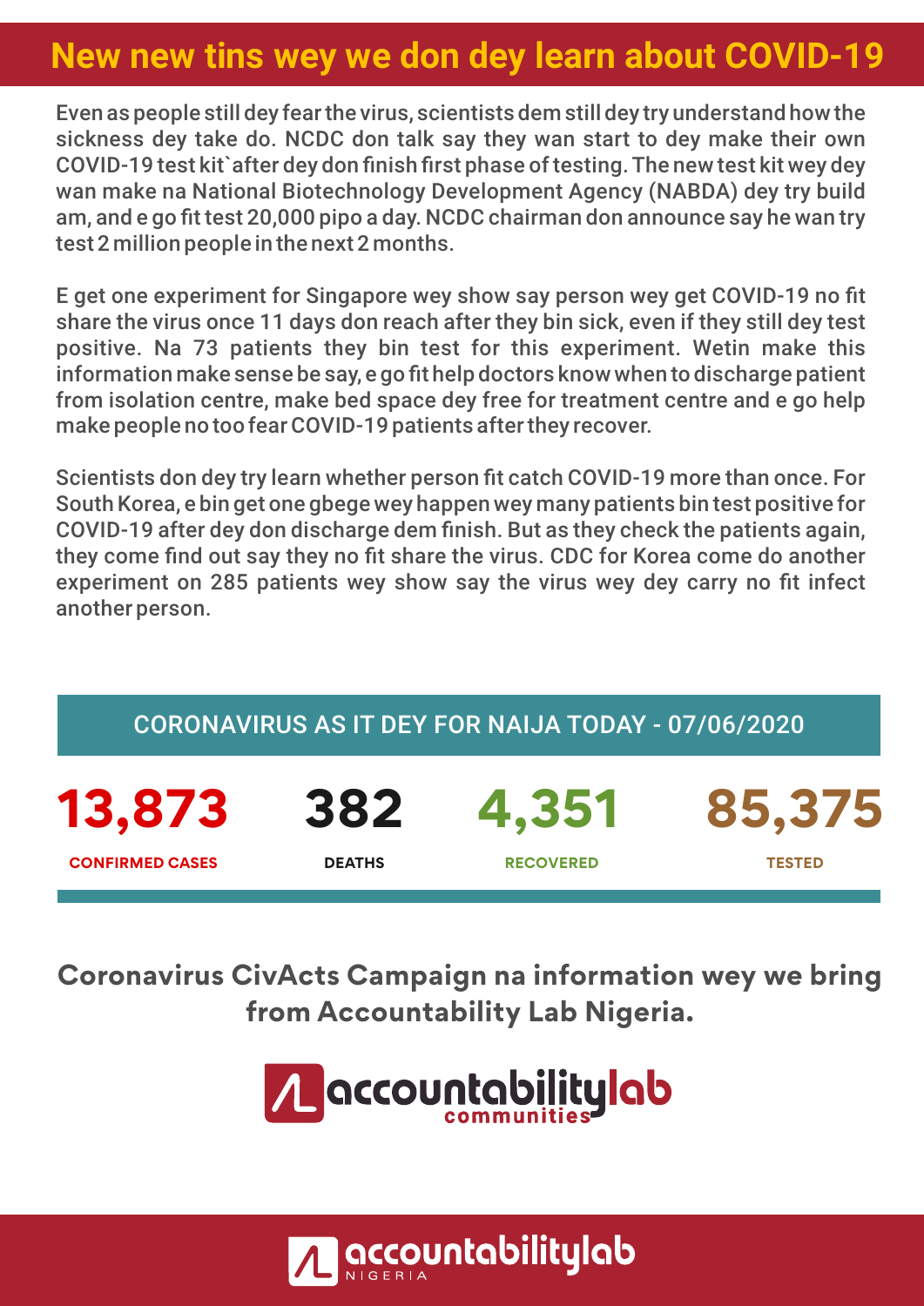# New new tins wey we don dey learn about COVID-19

Even as people still dey fear the virus, scientists dem still dey try understand how the sickness dey take do. NCDC don talk say they wan start to dey make their own COVID-19 test kit`after dey don finish first phase of testing. The new test kit wey dey wan make na National Biotechnology Development Agency (NABDA) dey try build am, and e go fit test 20,000 pipo a day. NCDC chairman don announce say he wan try test 2 million people in the next 2 months.

E get one experiment for Singapore wey show say person wey get COVID-19 no fit share the virus once 11 days don reach after they bin sick, even if they still dey test positive. Na 73 patients they bin test for this experiment. Wetin make this information make sense be say, e go fit help doctors know when to discharge patient from isolation centre, make bed space dey free for treatment centre and e go help make people no too fear COVID-19 patients after they recover.

Scientists don dey try learn whether person fit catch COVID-19 more than once. For South Korea, e bin get one gbege wey happen wey many patients bin test positive for COVID-19 after dey don discharge dem finish. But as they check the patients again, they come find out say they no fit share the virus. CDC for Korea come do another experiment on 285 patients wey show say the virus wey dey carry no fit infect another person.

## CORONAVIRUS AS IT DEY FOR NAIJA TODAY - 07/06/2020

| 13,873 | 382 | 4,351 | 85,375 |
|---|---|---|---|
| CONFIRMED CASES | DEATHS | RECOVERED | TESTED |

**Coronavirus CivActs Campaign na information wey we bring from Accountability Lab Nigeria.**

accountabilitylab communities

accountabilitylab NIGERIA